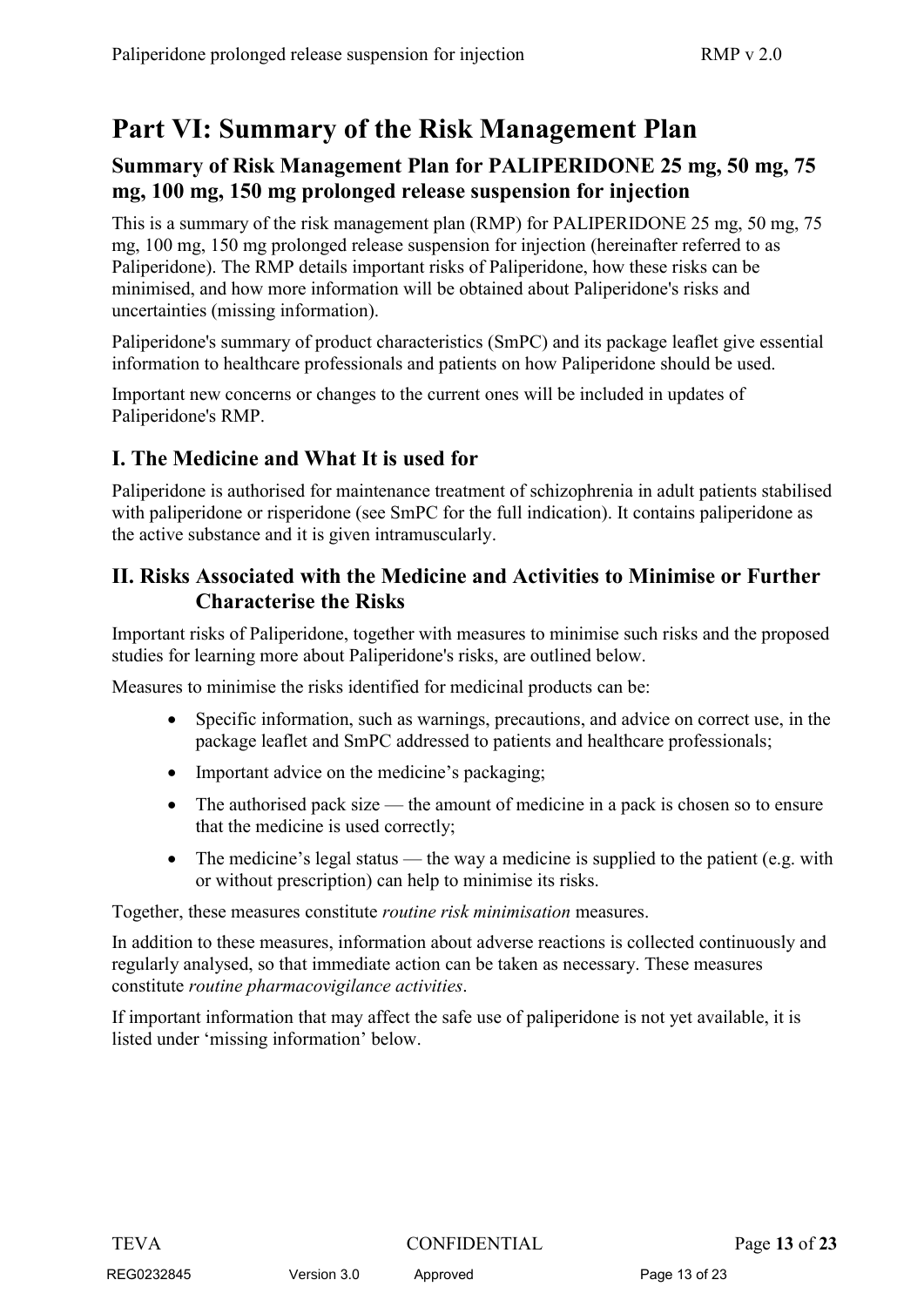# Part VI: Summary of the Risk Management Plan

## Summary of Risk Management Plan for PALIPERIDONE 25 mg, 50 mg, 75 mg, 100 mg, 150 mg prolonged release suspension for injection

This is a summary of the risk management plan (RMP) for PALIPERIDONE 25 mg, 50 mg, 75 mg, 100 mg, 150 mg prolonged release suspension for injection (hereinafter referred to as Paliperidone). The RMP details important risks of Paliperidone, how these risks can be minimised, and how more information will be obtained about Paliperidone's risks and uncertainties (missing information).

Paliperidone's summary of product characteristics (SmPC) and its package leaflet give essential information to healthcare professionals and patients on how Paliperidone should be used.

Important new concerns or changes to the current ones will be included in updates of Paliperidone's RMP.

## I. The Medicine and What It is used for

Paliperidone is authorised for maintenance treatment of schizophrenia in adult patients stabilised with paliperidone or risperidone (see SmPC for the full indication). It contains paliperidone as the active substance and it is given intramuscularly.

## II. Risks Associated with the Medicine and Activities to Minimise or Further Characterise the Risks

Important risks of Paliperidone, together with measures to minimise such risks and the proposed studies for learning more about Paliperidone's risks, are outlined below.

Measures to minimise the risks identified for medicinal products can be:

- Specific information, such as warnings, precautions, and advice on correct use, in the package leaflet and SmPC addressed to patients and healthcare professionals;
- Important advice on the medicine's packaging;
- The authorised pack size — the amount of medicine in a pack is chosen so to ensure that the medicine is used correctly;
- The medicine's legal status — the way a medicine is supplied to the patient (e.g. with or without prescription) can help to minimise its risks.

Together, these measures constitute *routine risk minimisation* measures.

In addition to these measures, information about adverse reactions is collected continuously and regularly analysed, so that immediate action can be taken as necessary. These measures constitute *routine pharmacovigilance activities*.

If important information that may affect the safe use of paliperidone is not yet available, it is listed under 'missing information' below.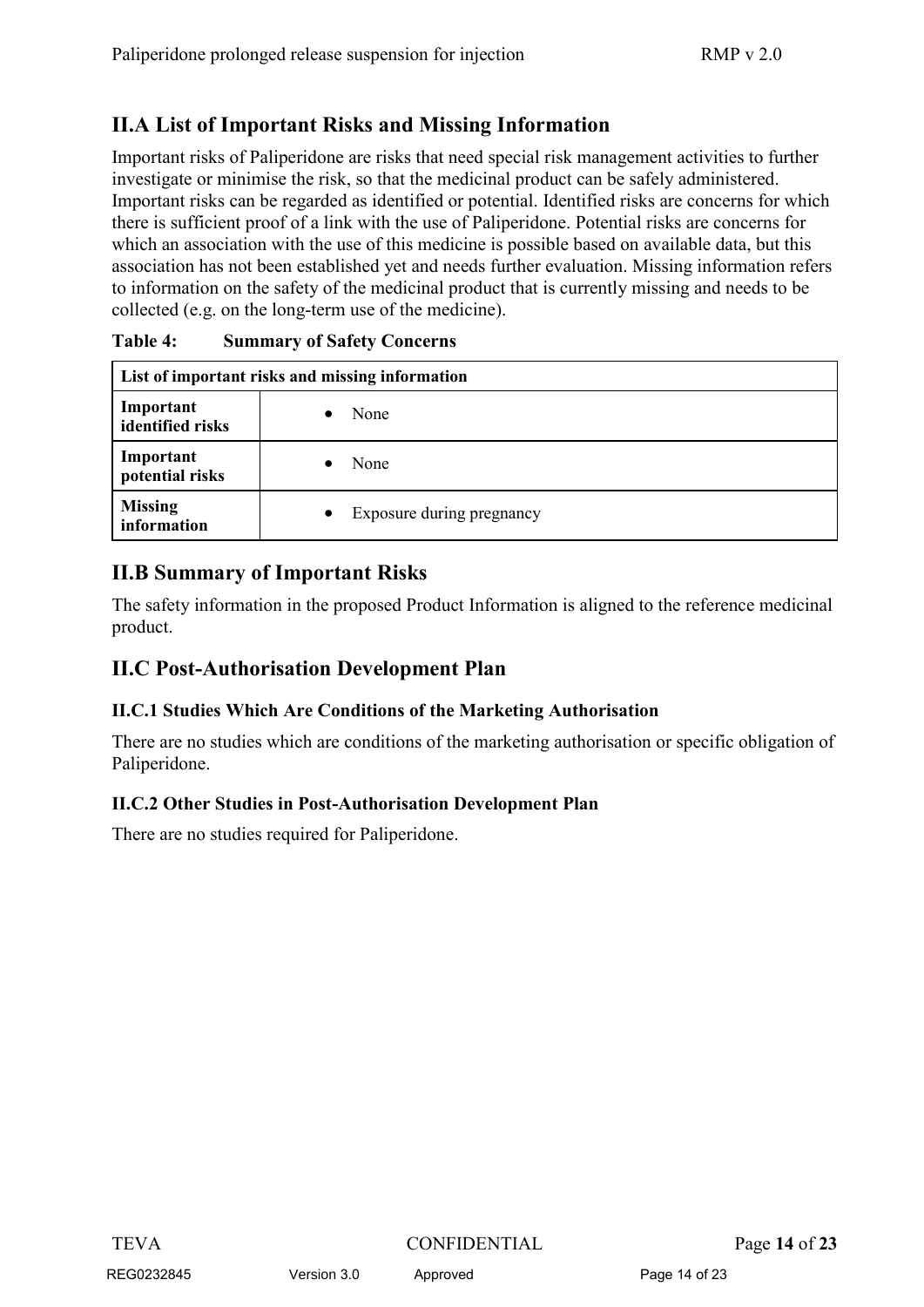## II.A List of Important Risks and Missing Information

Important risks of Paliperidone are risks that need special risk management activities to further investigate or minimise the risk, so that the medicinal product can be safely administered. Important risks can be regarded as identified or potential. Identified risks are concerns for which there is sufficient proof of a link with the use of Paliperidone. Potential risks are concerns for which an association with the use of this medicine is possible based on available data, but this association has not been established yet and needs further evaluation. Missing information refers to information on the safety of the medicinal product that is currently missing and needs to be collected (e.g. on the long-term use of the medicine).

**Table 4: Summary of Safety Concerns**

| List of important risks and missing information | |
|---|---|
| **Important identified risks** | • None |
| **Important potential risks** | • None |
| **Missing information** | • Exposure during pregnancy |

## II.B Summary of Important Risks

The safety information in the proposed Product Information is aligned to the reference medicinal product.

## II.C Post-Authorisation Development Plan

### II.C.1 Studies Which Are Conditions of the Marketing Authorisation

There are no studies which are conditions of the marketing authorisation or specific obligation of Paliperidone.

### II.C.2 Other Studies in Post-Authorisation Development Plan

There are no studies required for Paliperidone.